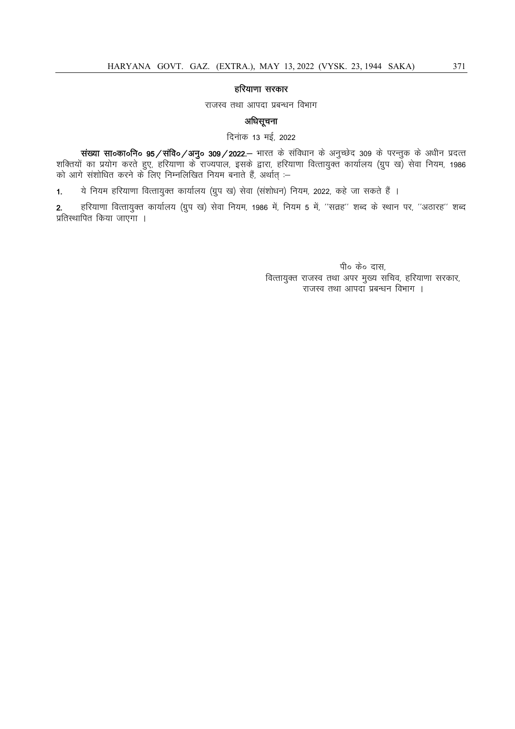**हरियाणा सरकार**

राजस्व तथा आपदा प्रबन्धन विभाग

**अधिसूचना**

दिनांक 13 मई, 2022

**संख्या सा०का०नि० 95/संवि०/अनु० 309/2022.**— भारत के संविधान के अनुच्छेद 309 के परन्तुक के अधीन प्रदत्त शक्तियों का प्रयोग करते हुए, हरियाणा के राज्यपाल, इसके द्वारा, हरियाणा वित्तायुक्त कार्यालय (ग्रुप ख) सेवा नियम, 1986 को आगे संशोधित करने के लिए निम्नलिखित नियम बनाते हैं, अर्थात् :—

**1.** ये नियम हरियाणा वित्तायुक्त कार्यालय (ग्रुप ख) सेवा (संशोधन) नियम, 2022, कहे जा सकते हैं ।

**2.** हरियाणा वित्तायुक्त कार्यालय (ग्रुप ख) सेवा नियम, 1986 में, नियम 5 में, ''सत्रह'' शब्द के स्थान पर, ''अठारह'' शब्द प्रतिस्थापित किया जाएगा ।

पी० के० दास,
वित्तायुक्त राजस्व तथा अपर मुख्य सचिव, हरियाणा सरकार,
राजस्व तथा आपदा प्रबन्धन विभाग ।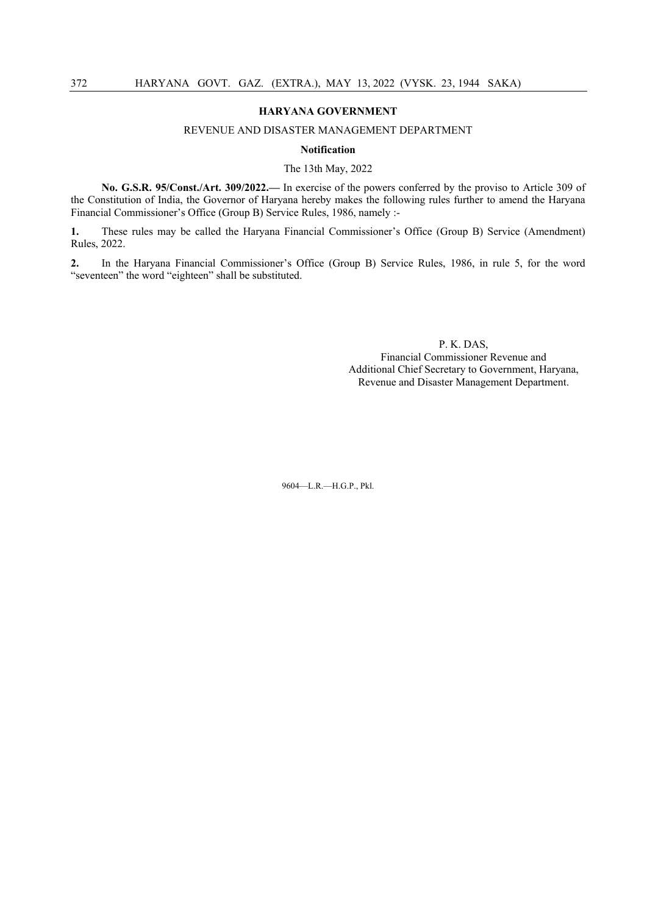**HARYANA GOVERNMENT**

REVENUE AND DISASTER MANAGEMENT DEPARTMENT

**Notification**

The 13th May, 2022

**No. G.S.R. 95/Const./Art. 309/2022.—** In exercise of the powers conferred by the proviso to Article 309 of the Constitution of India, the Governor of Haryana hereby makes the following rules further to amend the Haryana Financial Commissioner's Office (Group B) Service Rules, 1986, namely :-

**1.** These rules may be called the Haryana Financial Commissioner's Office (Group B) Service (Amendment) Rules, 2022.

**2.** In the Haryana Financial Commissioner's Office (Group B) Service Rules, 1986, in rule 5, for the word "seventeen" the word "eighteen" shall be substituted.

P. K. DAS,
Financial Commissioner Revenue and
Additional Chief Secretary to Government, Haryana,
Revenue and Disaster Management Department.

9604—L.R.—H.G.P., Pkl.